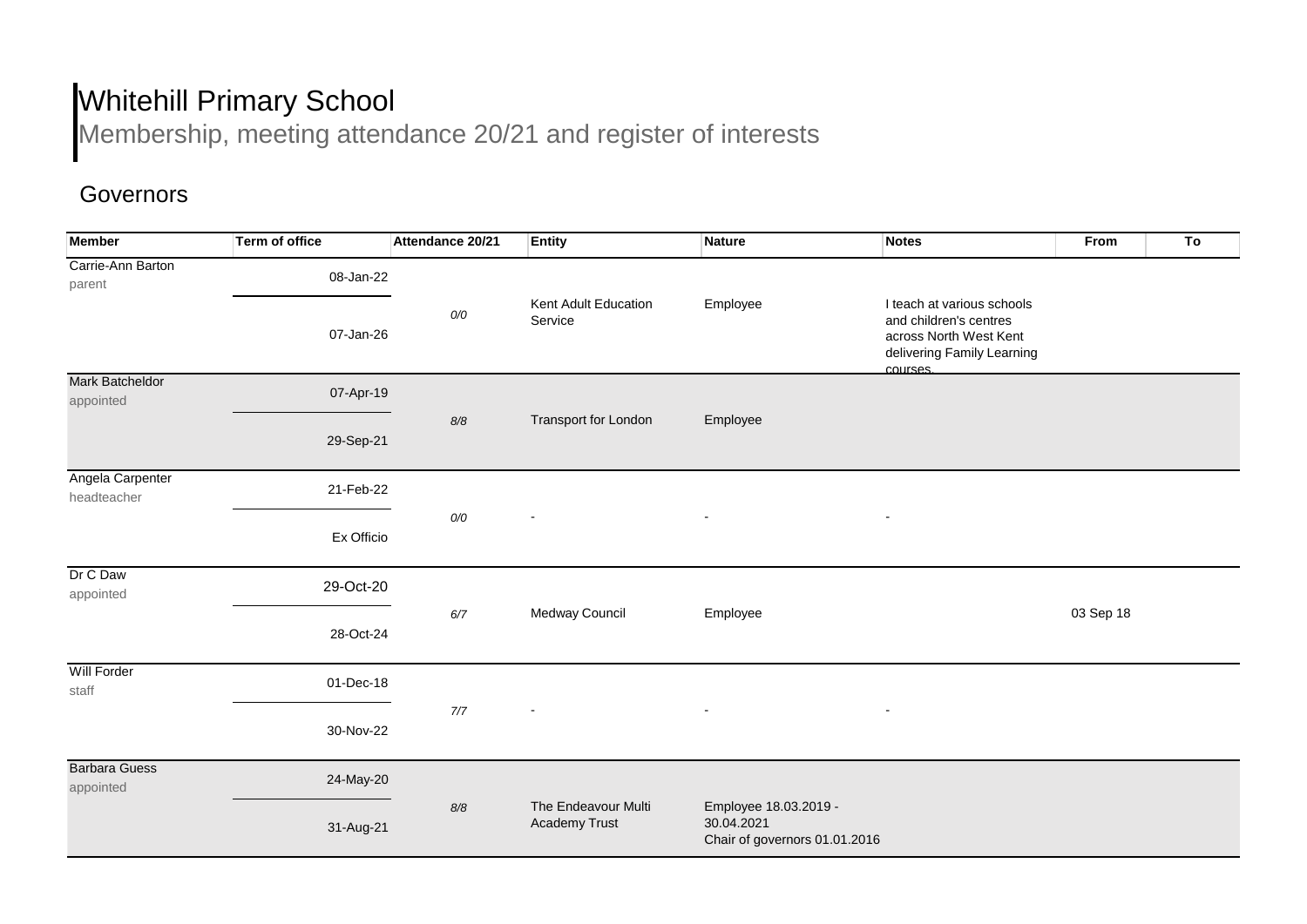# Whitehill Primary School

Membership, meeting attendance 20/21 and register of interests

## Governors

| Member | Term of office | Attendance 20/21 | Entity | Nature | Notes | From | To |
|---|---|---|---|---|---|---|---|
| Carrie-Ann Barton<br>parent | 08-Jan-22<br>07-Jan-26 | 0/0 | Kent Adult Education Service | Employee | I teach at various schools and children's centres across North West Kent delivering Family Learning courses. | | |
| Mark Batcheldor<br>appointed | 07-Apr-19<br>29-Sep-21 | 8/8 | Transport for London | Employee | | | |
| Angela Carpenter<br>headteacher | 21-Feb-22<br>Ex Officio | 0/0 | - | - | - | | |
| Dr C Daw<br>appointed | 29-Oct-20<br>28-Oct-24 | 6/7 | Medway Council | Employee | | 03 Sep 18 | |
| Will Forder<br>staff | 01-Dec-18<br>30-Nov-22 | 7/7 | - | - | - | | |
| Barbara Guess<br>appointed | 24-May-20<br>31-Aug-21 | 8/8 | The Endeavour Multi Academy Trust | Employee 18.03.2019 - 30.04.2021<br>Chair of governors 01.01.2016 | | | |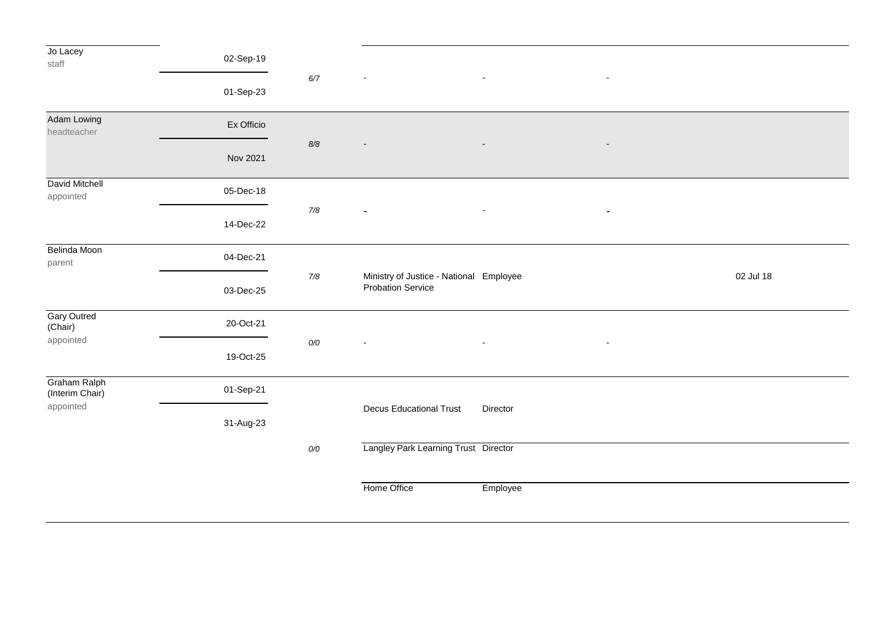| Name | Term start / Term end | Attendance | Business interest | Nature of interest | | Date |
|---|---|---|---|---|---|---|
| Jo Lacey<br>staff | 02-Sep-19<br>01-Sep-23 | 6/7 | - | - | - | |
| Adam Lowing<br>headteacher | Ex Officio<br>Nov 2021 | 8/8 | - | - | - | |
| David Mitchell<br>appointed | 05-Dec-18<br>14-Dec-22 | 7/8 | - | - | - | |
| Belinda Moon<br>parent | 04-Dec-21<br>03-Dec-25 | 7/8 | Ministry of Justice - National Probation Service | Employee | | 02 Jul 18 |
| Gary Outred (Chair)<br>appointed | 20-Oct-21<br>19-Oct-25 | 0/0 | - | - | - | |
| Graham Ralph (Interim Chair)<br>appointed | 01-Sep-21<br>31-Aug-23 | 0/0 | Decus Educational Trust | Director | | |
| | | | Langley Park Learning Trust | Director | | |
| | | | Home Office | Employee | | |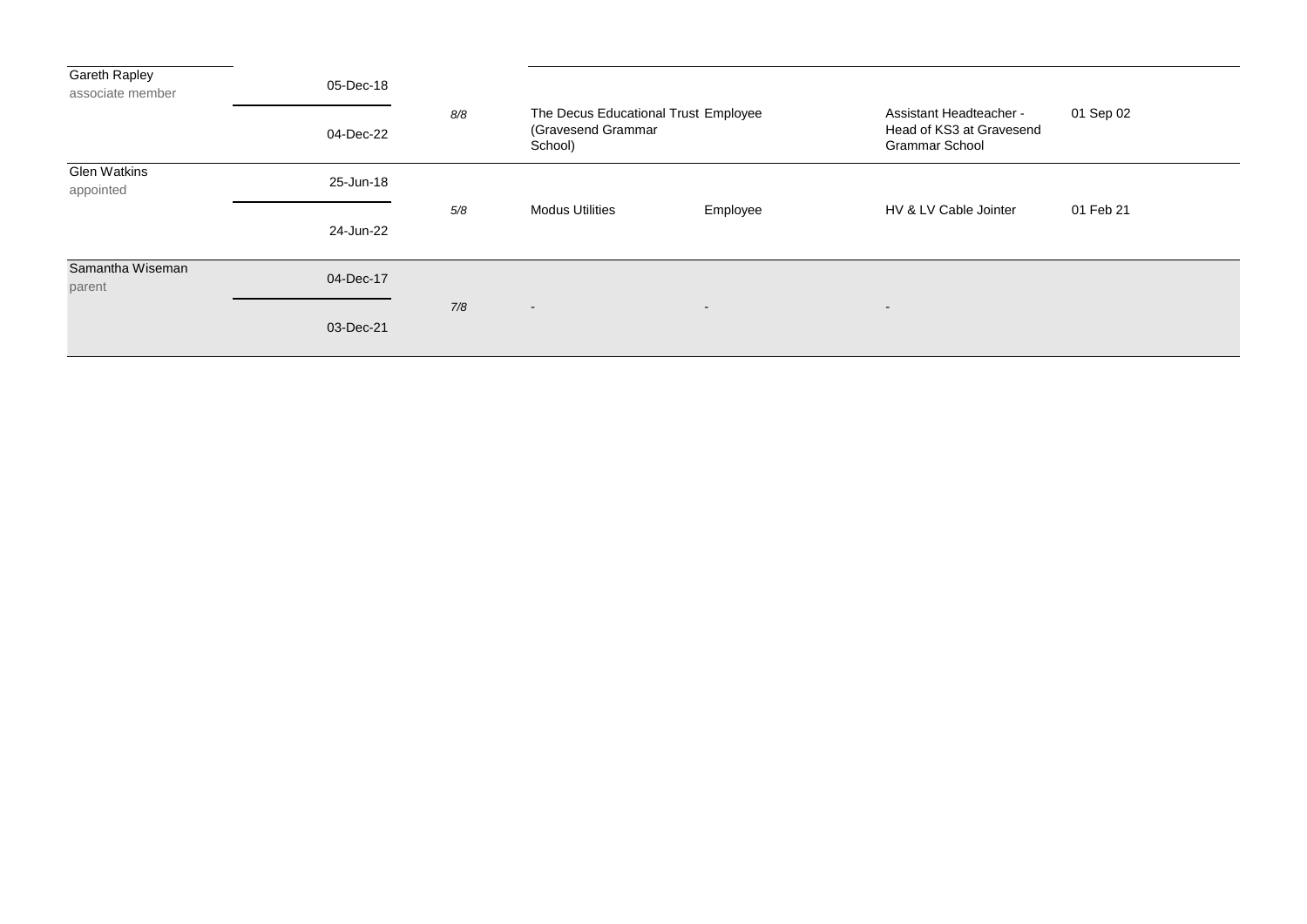| | | | | | | |
|---|---|---|---|---|---|---|
| Gareth Rapley<br>associate member | 05-Dec-18<br>04-Dec-22 | 8/8 | The Decus Educational Trust (Gravesend Grammar School) | Employee | Assistant Headteacher - Head of KS3 at Gravesend Grammar School | 01 Sep 02 |
| Glen Watkins<br>appointed | 25-Jun-18<br>24-Jun-22 | 5/8 | Modus Utilities | Employee | HV & LV Cable Jointer | 01 Feb 21 |
| Samantha Wiseman<br>parent | 04-Dec-17<br>03-Dec-21 | 7/8 | - | - | - | |